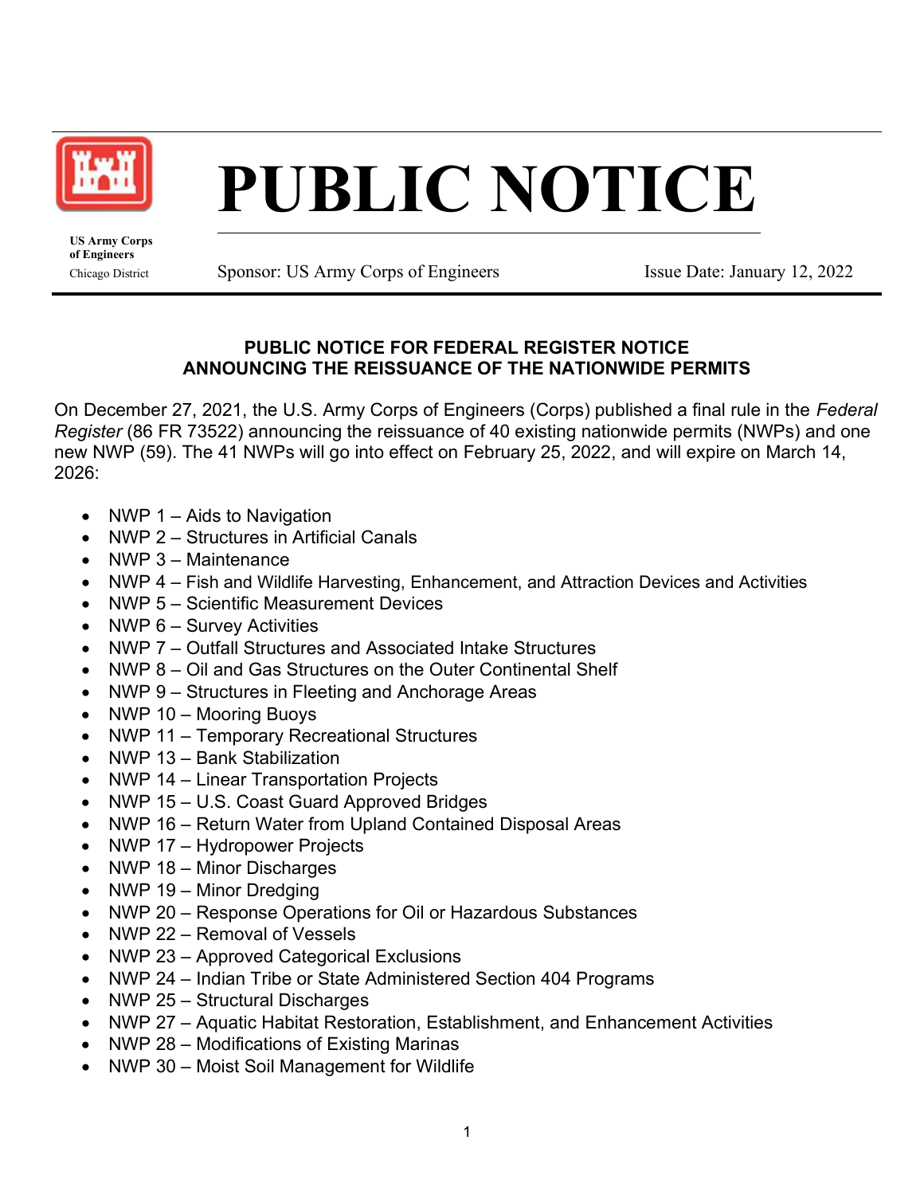US Army Corps of Engineers
Chicago District

# PUBLIC NOTICE

Sponsor: US Army Corps of Engineers | Issue Date: January 12, 2022

## PUBLIC NOTICE FOR FEDERAL REGISTER NOTICE ANNOUNCING THE REISSUANCE OF THE NATIONWIDE PERMITS

On December 27, 2021, the U.S. Army Corps of Engineers (Corps) published a final rule in the *Federal Register* (86 FR 73522) announcing the reissuance of 40 existing nationwide permits (NWPs) and one new NWP (59). The 41 NWPs will go into effect on February 25, 2022, and will expire on March 14, 2026:

- NWP 1 – Aids to Navigation
- NWP 2 – Structures in Artificial Canals
- NWP 3 – Maintenance
- NWP 4 – Fish and Wildlife Harvesting, Enhancement, and Attraction Devices and Activities
- NWP 5 – Scientific Measurement Devices
- NWP 6 – Survey Activities
- NWP 7 – Outfall Structures and Associated Intake Structures
- NWP 8 – Oil and Gas Structures on the Outer Continental Shelf
- NWP 9 – Structures in Fleeting and Anchorage Areas
- NWP 10 – Mooring Buoys
- NWP 11 – Temporary Recreational Structures
- NWP 13 – Bank Stabilization
- NWP 14 – Linear Transportation Projects
- NWP 15 – U.S. Coast Guard Approved Bridges
- NWP 16 – Return Water from Upland Contained Disposal Areas
- NWP 17 – Hydropower Projects
- NWP 18 – Minor Discharges
- NWP 19 – Minor Dredging
- NWP 20 – Response Operations for Oil or Hazardous Substances
- NWP 22 – Removal of Vessels
- NWP 23 – Approved Categorical Exclusions
- NWP 24 – Indian Tribe or State Administered Section 404 Programs
- NWP 25 – Structural Discharges
- NWP 27 – Aquatic Habitat Restoration, Establishment, and Enhancement Activities
- NWP 28 – Modifications of Existing Marinas
- NWP 30 – Moist Soil Management for Wildlife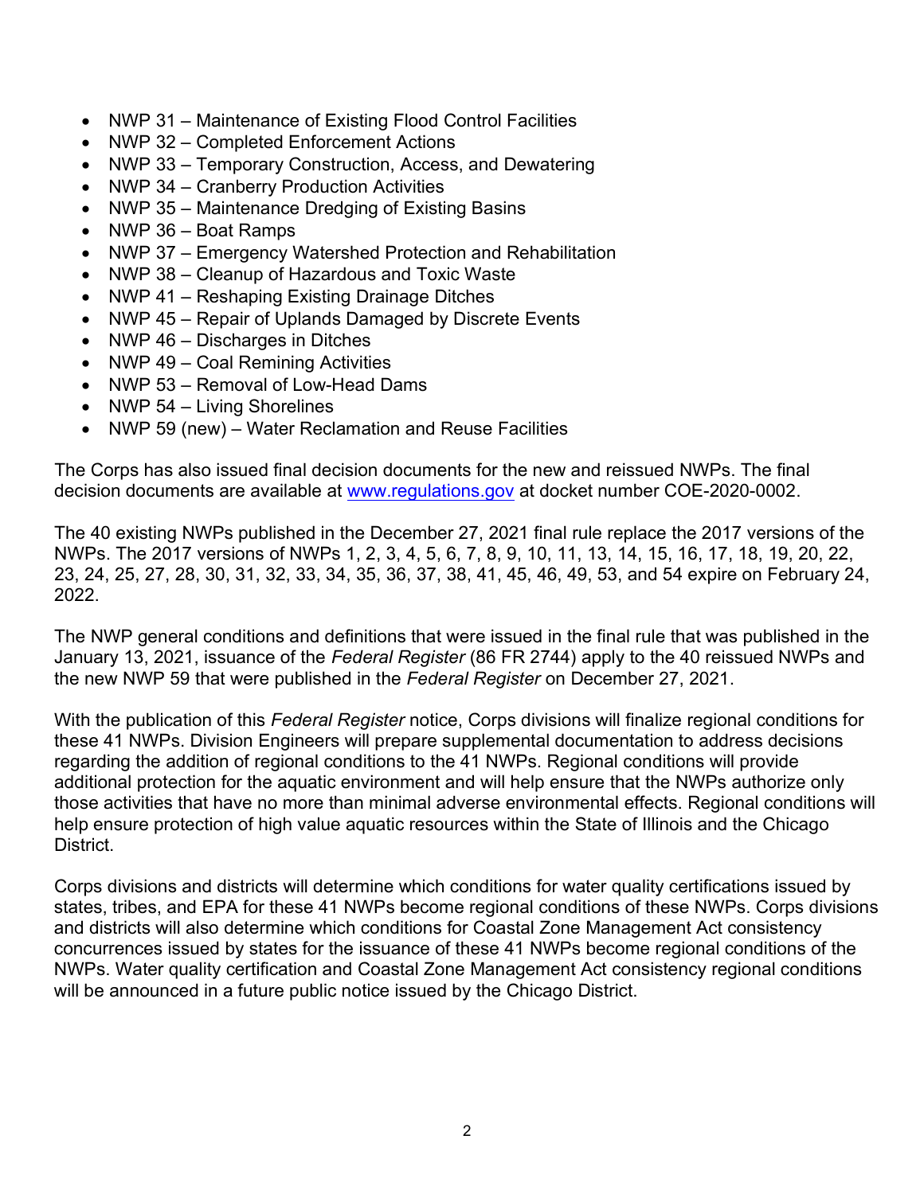- NWP 31 – Maintenance of Existing Flood Control Facilities
- NWP 32 – Completed Enforcement Actions
- NWP 33 – Temporary Construction, Access, and Dewatering
- NWP 34 – Cranberry Production Activities
- NWP 35 – Maintenance Dredging of Existing Basins
- NWP 36 – Boat Ramps
- NWP 37 – Emergency Watershed Protection and Rehabilitation
- NWP 38 – Cleanup of Hazardous and Toxic Waste
- NWP 41 – Reshaping Existing Drainage Ditches
- NWP 45 – Repair of Uplands Damaged by Discrete Events
- NWP 46 – Discharges in Ditches
- NWP 49 – Coal Remining Activities
- NWP 53 – Removal of Low-Head Dams
- NWP 54 – Living Shorelines
- NWP 59 (new) – Water Reclamation and Reuse Facilities

The Corps has also issued final decision documents for the new and reissued NWPs. The final decision documents are available at [www.regulations.gov](http://www.regulations.gov) at docket number COE-2020-0002.

The 40 existing NWPs published in the December 27, 2021 final rule replace the 2017 versions of the NWPs. The 2017 versions of NWPs 1, 2, 3, 4, 5, 6, 7, 8, 9, 10, 11, 13, 14, 15, 16, 17, 18, 19, 20, 22, 23, 24, 25, 27, 28, 30, 31, 32, 33, 34, 35, 36, 37, 38, 41, 45, 46, 49, 53, and 54 expire on February 24, 2022.

The NWP general conditions and definitions that were issued in the final rule that was published in the January 13, 2021, issuance of the *Federal Register* (86 FR 2744) apply to the 40 reissued NWPs and the new NWP 59 that were published in the *Federal Register* on December 27, 2021.

With the publication of this *Federal Register* notice, Corps divisions will finalize regional conditions for these 41 NWPs. Division Engineers will prepare supplemental documentation to address decisions regarding the addition of regional conditions to the 41 NWPs. Regional conditions will provide additional protection for the aquatic environment and will help ensure that the NWPs authorize only those activities that have no more than minimal adverse environmental effects. Regional conditions will help ensure protection of high value aquatic resources within the State of Illinois and the Chicago District.

Corps divisions and districts will determine which conditions for water quality certifications issued by states, tribes, and EPA for these 41 NWPs become regional conditions of these NWPs. Corps divisions and districts will also determine which conditions for Coastal Zone Management Act consistency concurrences issued by states for the issuance of these 41 NWPs become regional conditions of the NWPs. Water quality certification and Coastal Zone Management Act consistency regional conditions will be announced in a future public notice issued by the Chicago District.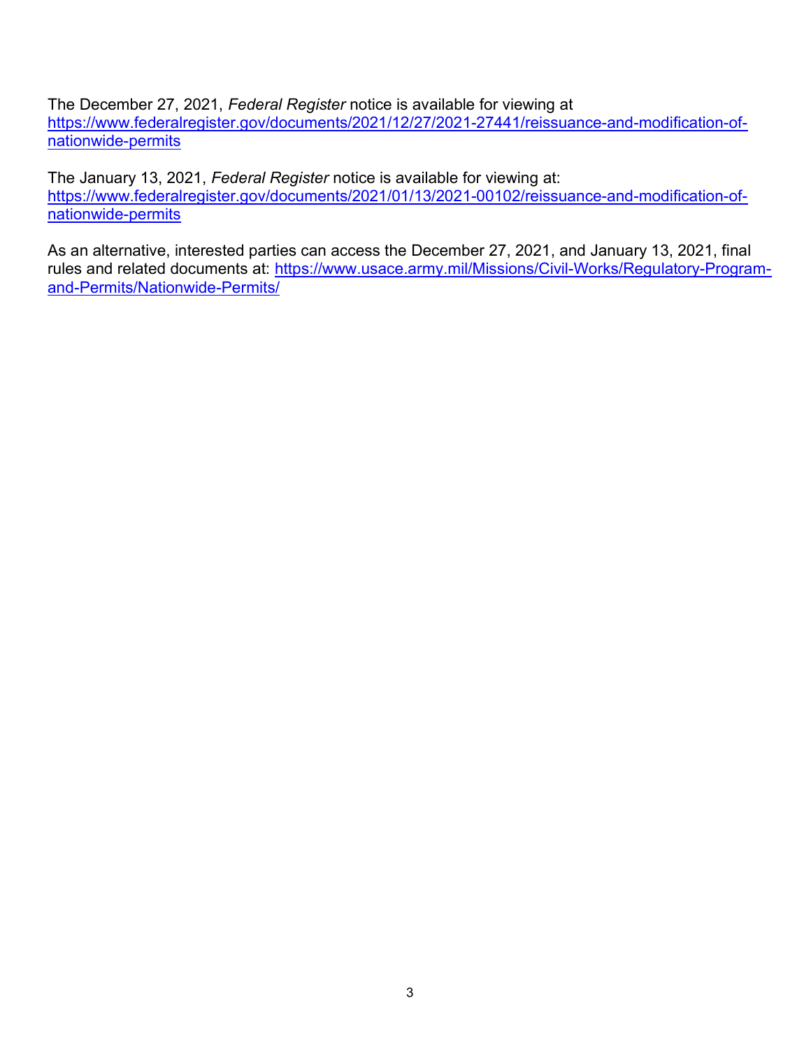The December 27, 2021, *Federal Register* notice is available for viewing at https://www.federalregister.gov/documents/2021/12/27/2021-27441/reissuance-and-modification-of-nationwide-permits

The January 13, 2021, *Federal Register* notice is available for viewing at: https://www.federalregister.gov/documents/2021/01/13/2021-00102/reissuance-and-modification-of-nationwide-permits

As an alternative, interested parties can access the December 27, 2021, and January 13, 2021, final rules and related documents at: https://www.usace.army.mil/Missions/Civil-Works/Regulatory-Program-and-Permits/Nationwide-Permits/